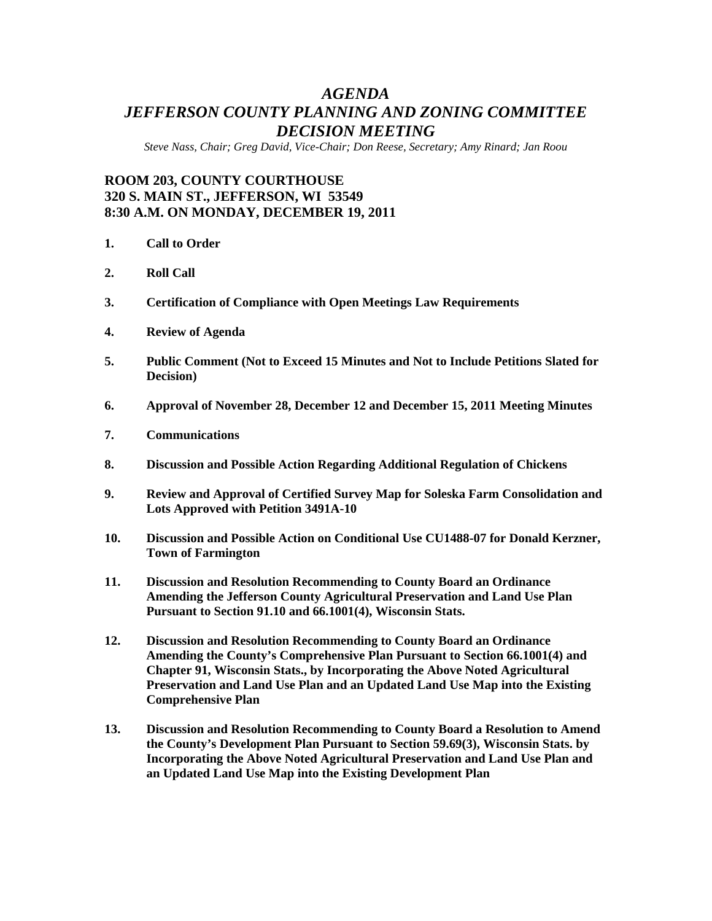# *AGENDA*
# *JEFFERSON COUNTY PLANNING AND ZONING COMMITTEE*
# *DECISION MEETING*

*Steve Nass, Chair; Greg David, Vice-Chair; Don Reese, Secretary; Amy Rinard; Jan Roou*

**ROOM 203, COUNTY COURTHOUSE**
**320 S. MAIN ST., JEFFERSON, WI 53549**
**8:30 A.M. ON MONDAY, DECEMBER 19, 2011**

1. **Call to Order**
2. **Roll Call**
3. **Certification of Compliance with Open Meetings Law Requirements**
4. **Review of Agenda**
5. **Public Comment (Not to Exceed 15 Minutes and Not to Include Petitions Slated for Decision)**
6. **Approval of November 28, December 12 and December 15, 2011 Meeting Minutes**
7. **Communications**
8. **Discussion and Possible Action Regarding Additional Regulation of Chickens**
9. **Review and Approval of Certified Survey Map for Soleska Farm Consolidation and Lots Approved with Petition 3491A-10**
10. **Discussion and Possible Action on Conditional Use CU1488-07 for Donald Kerzner, Town of Farmington**
11. **Discussion and Resolution Recommending to County Board an Ordinance Amending the Jefferson County Agricultural Preservation and Land Use Plan Pursuant to Section 91.10 and 66.1001(4), Wisconsin Stats.**
12. **Discussion and Resolution Recommending to County Board an Ordinance Amending the County's Comprehensive Plan Pursuant to Section 66.1001(4) and Chapter 91, Wisconsin Stats., by Incorporating the Above Noted Agricultural Preservation and Land Use Plan and an Updated Land Use Map into the Existing Comprehensive Plan**
13. **Discussion and Resolution Recommending to County Board a Resolution to Amend the County's Development Plan Pursuant to Section 59.69(3), Wisconsin Stats. by Incorporating the Above Noted Agricultural Preservation and Land Use Plan and an Updated Land Use Map into the Existing Development Plan**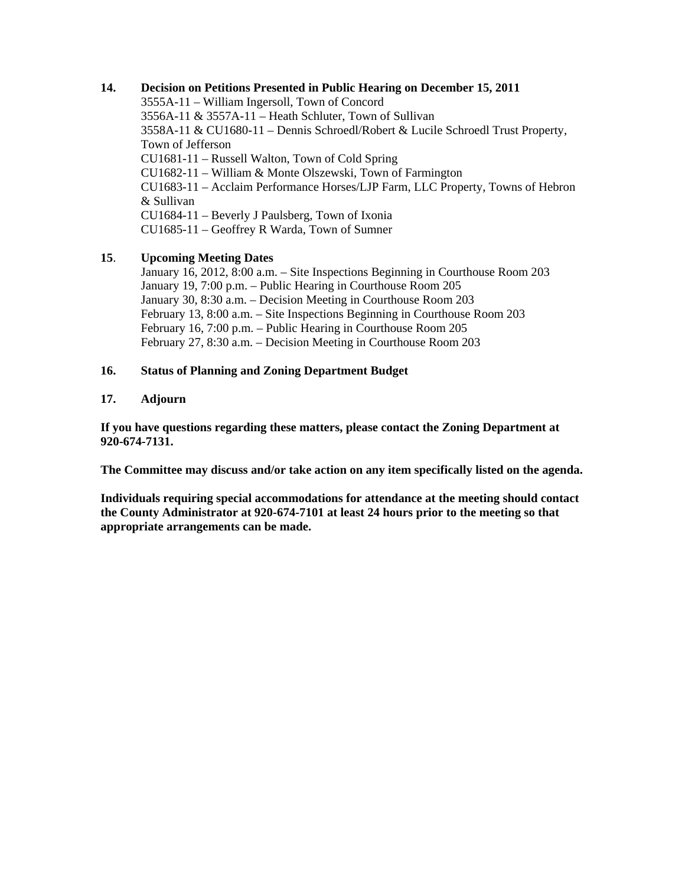**14. Decision on Petitions Presented in Public Hearing on December 15, 2011**

3555A-11 – William Ingersoll, Town of Concord
3556A-11 & 3557A-11 – Heath Schluter, Town of Sullivan
3558A-11 & CU1680-11 – Dennis Schroedl/Robert & Lucile Schroedl Trust Property, Town of Jefferson
CU1681-11 – Russell Walton, Town of Cold Spring
CU1682-11 – William & Monte Olszewski, Town of Farmington
CU1683-11 – Acclaim Performance Horses/LJP Farm, LLC Property, Towns of Hebron & Sullivan
CU1684-11 – Beverly J Paulsberg, Town of Ixonia
CU1685-11 – Geoffrey R Warda, Town of Sumner

**15. Upcoming Meeting Dates**

January 16, 2012, 8:00 a.m. – Site Inspections Beginning in Courthouse Room 203
January 19, 7:00 p.m. – Public Hearing in Courthouse Room 205
January 30, 8:30 a.m. – Decision Meeting in Courthouse Room 203
February 13, 8:00 a.m. – Site Inspections Beginning in Courthouse Room 203
February 16, 7:00 p.m. – Public Hearing in Courthouse Room 205
February 27, 8:30 a.m. – Decision Meeting in Courthouse Room 203

**16. Status of Planning and Zoning Department Budget**

**17. Adjourn**

**If you have questions regarding these matters, please contact the Zoning Department at 920-674-7131.**

**The Committee may discuss and/or take action on any item specifically listed on the agenda.**

**Individuals requiring special accommodations for attendance at the meeting should contact the County Administrator at 920-674-7101 at least 24 hours prior to the meeting so that appropriate arrangements can be made.**